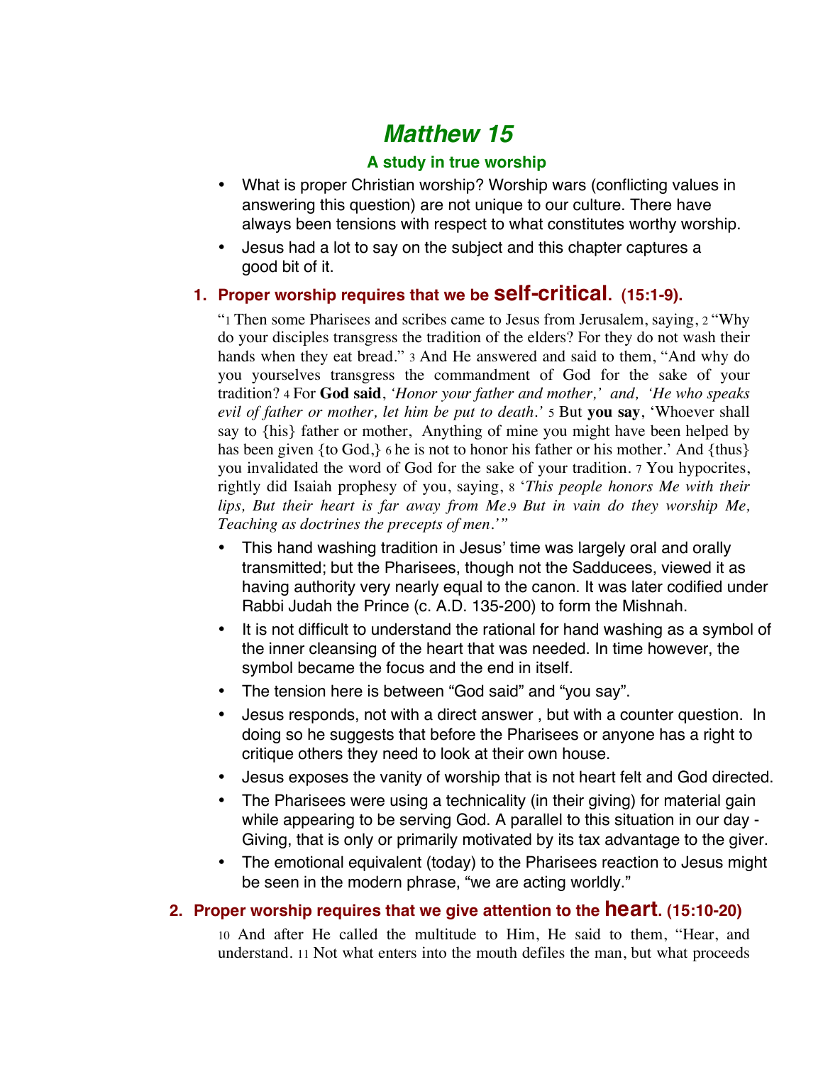# Matthew 15

### A study in true worship

- What is proper Christian worship? Worship wars (conflicting values in answering this question) are not unique to our culture. There have always been tensions with respect to what constitutes worthy worship.
- Jesus had a lot to say on the subject and this chapter captures a good bit of it.

## 1. Proper worship requires that we be self-critical. (15:1-9).

"1 Then some Pharisees and scribes came to Jesus from Jerusalem, saying, 2 "Why do your disciples transgress the tradition of the elders? For they do not wash their hands when they eat bread." 3 And He answered and said to them, "And why do you yourselves transgress the commandment of God for the sake of your tradition? 4 For **God said**, *'Honor your father and mother,' and, 'He who speaks evil of father or mother, let him be put to death.'* 5 But **you say**, 'Whoever shall say to {his} father or mother, Anything of mine you might have been helped by has been given {to God,} 6 he is not to honor his father or his mother.' And {thus} you invalidated the word of God for the sake of your tradition. 7 You hypocrites, rightly did Isaiah prophesy of you, saying, 8 '*This people honors Me with their lips, But their heart is far away from Me.9 But in vain do they worship Me, Teaching as doctrines the precepts of men.'"*

- This hand washing tradition in Jesus' time was largely oral and orally transmitted; but the Pharisees, though not the Sadducees, viewed it as having authority very nearly equal to the canon. It was later codified under Rabbi Judah the Prince (c. A.D. 135-200) to form the Mishnah.
- It is not difficult to understand the rational for hand washing as a symbol of the inner cleansing of the heart that was needed. In time however, the symbol became the focus and the end in itself.
- The tension here is between "God said" and "you say".
- Jesus responds, not with a direct answer , but with a counter question. In doing so he suggests that before the Pharisees or anyone has a right to critique others they need to look at their own house.
- Jesus exposes the vanity of worship that is not heart felt and God directed.
- The Pharisees were using a technicality (in their giving) for material gain while appearing to be serving God. A parallel to this situation in our day - Giving, that is only or primarily motivated by its tax advantage to the giver.
- The emotional equivalent (today) to the Pharisees reaction to Jesus might be seen in the modern phrase, "we are acting worldly."

## 2. Proper worship requires that we give attention to the heart. (15:10-20)

10 And after He called the multitude to Him, He said to them, "Hear, and understand. 11 Not what enters into the mouth defiles the man, but what proceeds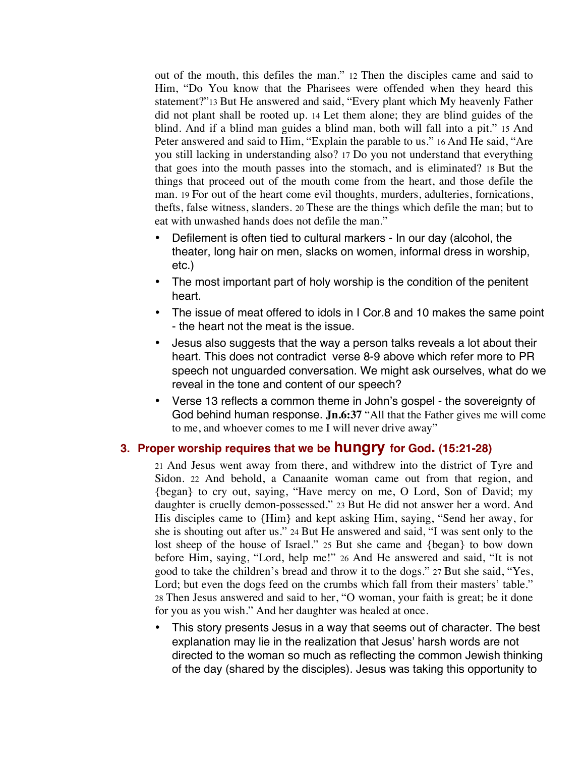out of the mouth, this defiles the man." 12 Then the disciples came and said to Him, "Do You know that the Pharisees were offended when they heard this statement?"13 But He answered and said, "Every plant which My heavenly Father did not plant shall be rooted up. 14 Let them alone; they are blind guides of the blind. And if a blind man guides a blind man, both will fall into a pit." 15 And Peter answered and said to Him, "Explain the parable to us." 16 And He said, "Are you still lacking in understanding also? 17 Do you not understand that everything that goes into the mouth passes into the stomach, and is eliminated? 18 But the things that proceed out of the mouth come from the heart, and those defile the man. 19 For out of the heart come evil thoughts, murders, adulteries, fornications, thefts, false witness, slanders. 20 These are the things which defile the man; but to eat with unwashed hands does not defile the man."

- Defilement is often tied to cultural markers - In our day (alcohol, the theater, long hair on men, slacks on women, informal dress in worship, etc.)
- The most important part of holy worship is the condition of the penitent heart.
- The issue of meat offered to idols in I Cor.8 and 10 makes the same point - the heart not the meat is the issue.
- Jesus also suggests that the way a person talks reveals a lot about their heart. This does not contradict verse 8-9 above which refer more to PR speech not unguarded conversation. We might ask ourselves, what do we reveal in the tone and content of our speech?
- Verse 13 reflects a common theme in John's gospel - the sovereignty of God behind human response. **Jn.6:37** "All that the Father gives me will come to me, and whoever comes to me I will never drive away"

## 3. Proper worship requires that we be **hungry** for God. (15:21-28)

21 And Jesus went away from there, and withdrew into the district of Tyre and Sidon. 22 And behold, a Canaanite woman came out from that region, and {began} to cry out, saying, "Have mercy on me, O Lord, Son of David; my daughter is cruelly demon-possessed." 23 But He did not answer her a word. And His disciples came to {Him} and kept asking Him, saying, "Send her away, for she is shouting out after us." 24 But He answered and said, "I was sent only to the lost sheep of the house of Israel." 25 But she came and {began} to bow down before Him, saying, "Lord, help me!" 26 And He answered and said, "It is not good to take the children's bread and throw it to the dogs." 27 But she said, "Yes, Lord; but even the dogs feed on the crumbs which fall from their masters' table." 28 Then Jesus answered and said to her, "O woman, your faith is great; be it done for you as you wish." And her daughter was healed at once.

- This story presents Jesus in a way that seems out of character. The best explanation may lie in the realization that Jesus' harsh words are not directed to the woman so much as reflecting the common Jewish thinking of the day (shared by the disciples). Jesus was taking this opportunity to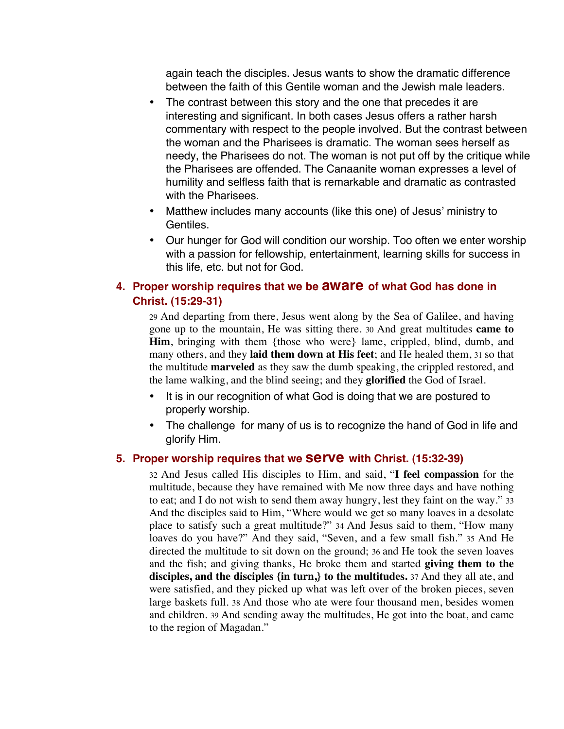again teach the disciples. Jesus wants to show the dramatic difference between the faith of this Gentile woman and the Jewish male leaders.

- The contrast between this story and the one that precedes it are interesting and significant. In both cases Jesus offers a rather harsh commentary with respect to the people involved. But the contrast between the woman and the Pharisees is dramatic. The woman sees herself as needy, the Pharisees do not. The woman is not put off by the critique while the Pharisees are offended. The Canaanite woman expresses a level of humility and selfless faith that is remarkable and dramatic as contrasted with the Pharisees.
- Matthew includes many accounts (like this one) of Jesus' ministry to Gentiles.
- Our hunger for God will condition our worship. Too often we enter worship with a passion for fellowship, entertainment, learning skills for success in this life, etc. but not for God.

### 4. Proper worship requires that we be aware of what God has done in Christ. (15:29-31)

29 And departing from there, Jesus went along by the Sea of Galilee, and having gone up to the mountain, He was sitting there. 30 And great multitudes **came to Him**, bringing with them {those who were} lame, crippled, blind, dumb, and many others, and they **laid them down at His feet**; and He healed them, 31 so that the multitude **marveled** as they saw the dumb speaking, the crippled restored, and the lame walking, and the blind seeing; and they **glorified** the God of Israel.

- It is in our recognition of what God is doing that we are postured to properly worship.
- The challenge for many of us is to recognize the hand of God in life and glorify Him.

### 5. Proper worship requires that we serve with Christ. (15:32-39)

32 And Jesus called His disciples to Him, and said, "**I feel compassion** for the multitude, because they have remained with Me now three days and have nothing to eat; and I do not wish to send them away hungry, lest they faint on the way." 33 And the disciples said to Him, "Where would we get so many loaves in a desolate place to satisfy such a great multitude?" 34 And Jesus said to them, "How many loaves do you have?" And they said, "Seven, and a few small fish." 35 And He directed the multitude to sit down on the ground; 36 and He took the seven loaves and the fish; and giving thanks, He broke them and started **giving them to the disciples, and the disciples {in turn,} to the multitudes.** 37 And they all ate, and were satisfied, and they picked up what was left over of the broken pieces, seven large baskets full. 38 And those who ate were four thousand men, besides women and children. 39 And sending away the multitudes, He got into the boat, and came to the region of Magadan."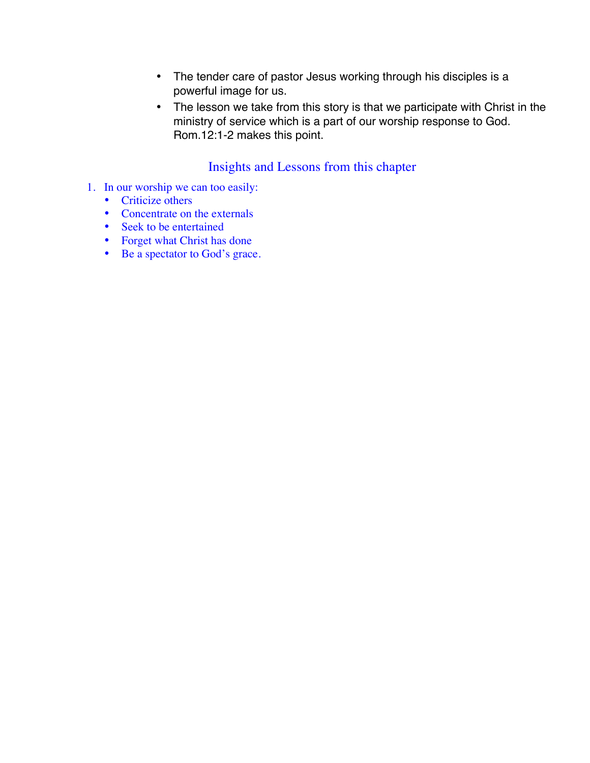- The tender care of pastor Jesus working through his disciples is a powerful image for us.
- The lesson we take from this story is that we participate with Christ in the ministry of service which is a part of our worship response to God. Rom.12:1-2 makes this point.

## Insights and Lessons from this chapter

1. In our worship we can too easily:
   - Criticize others
   - Concentrate on the externals
   - Seek to be entertained
   - Forget what Christ has done
   - Be a spectator to God's grace.